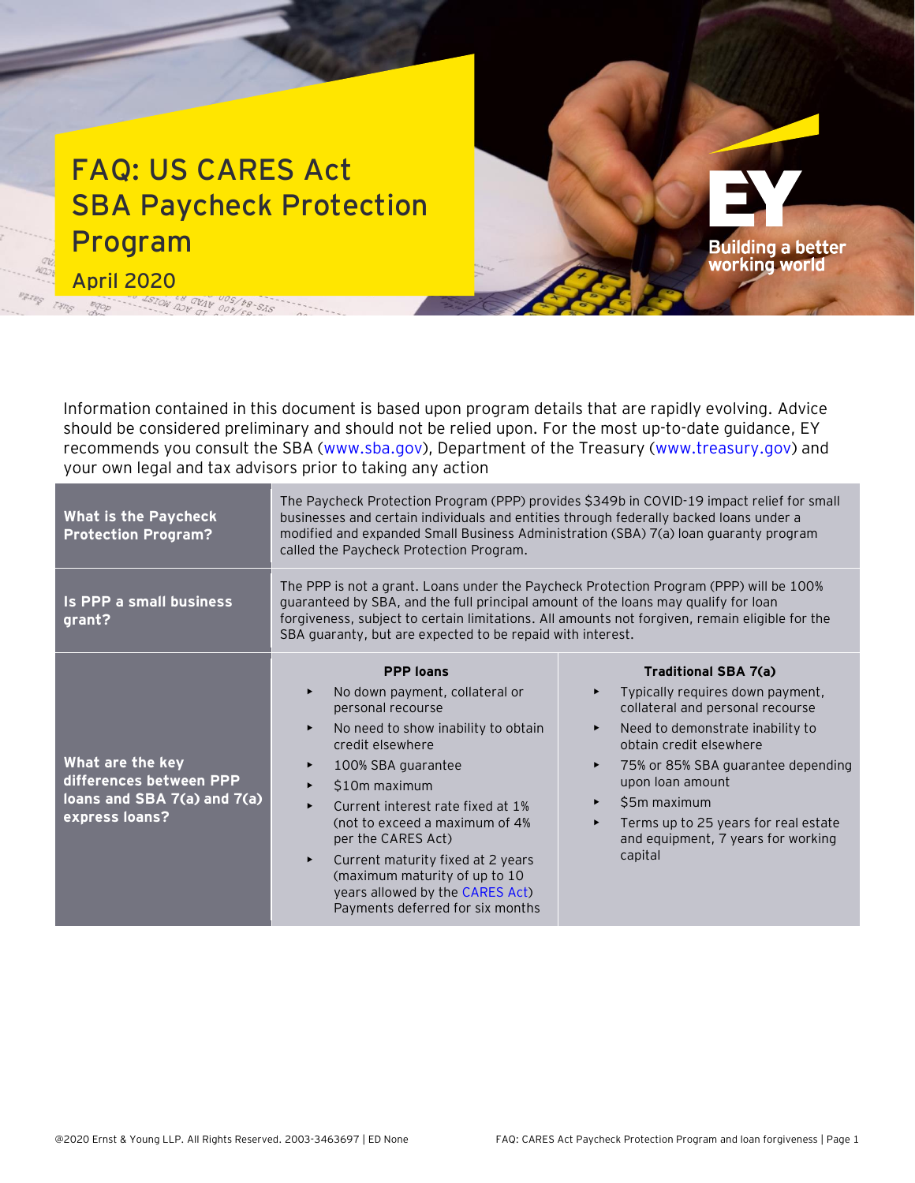# FAQ: US CARES Act SBA Paycheck Protection Program

April 2020

Information contained in this document is based upon program details that are rapidly evolving. Advice should be considered preliminary and should not be relied upon. For the most up-to-date guidance, EY recommends you consult the SBA (www.sba.gov), Department of the Treasury (www.treasury.gov) and your own legal and tax advisors prior to taking any action

| | | |
|---|---|---|
| **What is the Paycheck Protection Program?** | The Paycheck Protection Program (PPP) provides $349b in COVID-19 impact relief for small businesses and certain individuals and entities through federally backed loans under a modified and expanded Small Business Administration (SBA) 7(a) loan guaranty program called the Paycheck Protection Program. | |
| **Is PPP a small business grant?** | The PPP is not a grant. Loans under the Paycheck Protection Program (PPP) will be 100% guaranteed by SBA, and the full principal amount of the loans may qualify for loan forgiveness, subject to certain limitations. All amounts not forgiven, remain eligible for the SBA guaranty, but are expected to be repaid with interest. | |
| **What are the key differences between PPP loans and SBA 7(a) and 7(a) express loans?** | **PPP loans**<br>▸ No down payment, collateral or personal recourse<br>▸ No need to show inability to obtain credit elsewhere<br>▸ 100% SBA guarantee<br>▸ $10m maximum<br>▸ Current interest rate fixed at 1% (not to exceed a maximum of 4% per the CARES Act)<br>▸ Current maturity fixed at 2 years (maximum maturity of up to 10 years allowed by the CARES Act) Payments deferred for six months | **Traditional SBA 7(a)**<br>▸ Typically requires down payment, collateral and personal recourse<br>▸ Need to demonstrate inability to obtain credit elsewhere<br>▸ 75% or 85% SBA guarantee depending upon loan amount<br>▸ $5m maximum<br>▸ Terms up to 25 years for real estate and equipment, 7 years for working capital |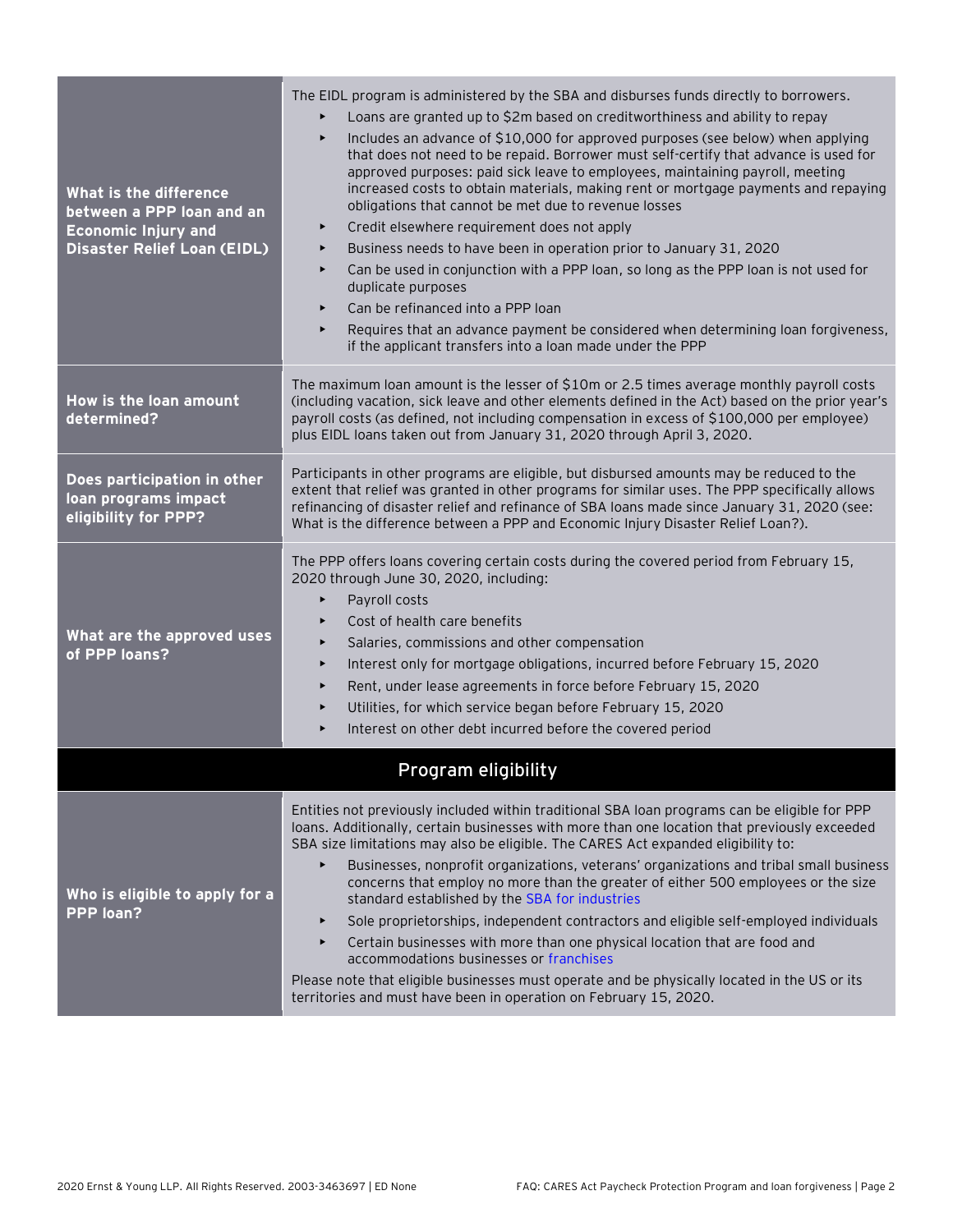| | |
|---|---|
| **What is the difference between a PPP loan and an Economic Injury and Disaster Relief Loan (EIDL)** | The EIDL program is administered by the SBA and disburses funds directly to borrowers.<br>▸ Loans are granted up to $2m based on creditworthiness and ability to repay<br>▸ Includes an advance of $10,000 for approved purposes (see below) when applying that does not need to be repaid. Borrower must self-certify that advance is used for approved purposes: paid sick leave to employees, maintaining payroll, meeting increased costs to obtain materials, making rent or mortgage payments and repaying obligations that cannot be met due to revenue losses<br>▸ Credit elsewhere requirement does not apply<br>▸ Business needs to have been in operation prior to January 31, 2020<br>▸ Can be used in conjunction with a PPP loan, so long as the PPP loan is not used for duplicate purposes<br>▸ Can be refinanced into a PPP loan<br>▸ Requires that an advance payment be considered when determining loan forgiveness, if the applicant transfers into a loan made under the PPP |
| **How is the loan amount determined?** | The maximum loan amount is the lesser of $10m or 2.5 times average monthly payroll costs (including vacation, sick leave and other elements defined in the Act) based on the prior year's payroll costs (as defined, not including compensation in excess of $100,000 per employee) plus EIDL loans taken out from January 31, 2020 through April 3, 2020. |
| **Does participation in other loan programs impact eligibility for PPP?** | Participants in other programs are eligible, but disbursed amounts may be reduced to the extent that relief was granted in other programs for similar uses. The PPP specifically allows refinancing of disaster relief and refinance of SBA loans made since January 31, 2020 (see: What is the difference between a PPP and Economic Injury Disaster Relief Loan?). |
| **What are the approved uses of PPP loans?** | The PPP offers loans covering certain costs during the covered period from February 15, 2020 through June 30, 2020, including:<br>▸ Payroll costs<br>▸ Cost of health care benefits<br>▸ Salaries, commissions and other compensation<br>▸ Interest only for mortgage obligations, incurred before February 15, 2020<br>▸ Rent, under lease agreements in force before February 15, 2020<br>▸ Utilities, for which service began before February 15, 2020<br>▸ Interest on other debt incurred before the covered period |

## Program eligibility

| | |
|---|---|
| **Who is eligible to apply for a PPP loan?** | Entities not previously included within traditional SBA loan programs can be eligible for PPP loans. Additionally, certain businesses with more than one location that previously exceeded SBA size limitations may also be eligible. The CARES Act expanded eligibility to:<br>▸ Businesses, nonprofit organizations, veterans' organizations and tribal small business concerns that employ no more than the greater of either 500 employees or the size standard established by the SBA for industries<br>▸ Sole proprietorships, independent contractors and eligible self-employed individuals<br>▸ Certain businesses with more than one physical location that are food and accommodations businesses or franchises<br>Please note that eligible businesses must operate and be physically located in the US or its territories and must have been in operation on February 15, 2020. |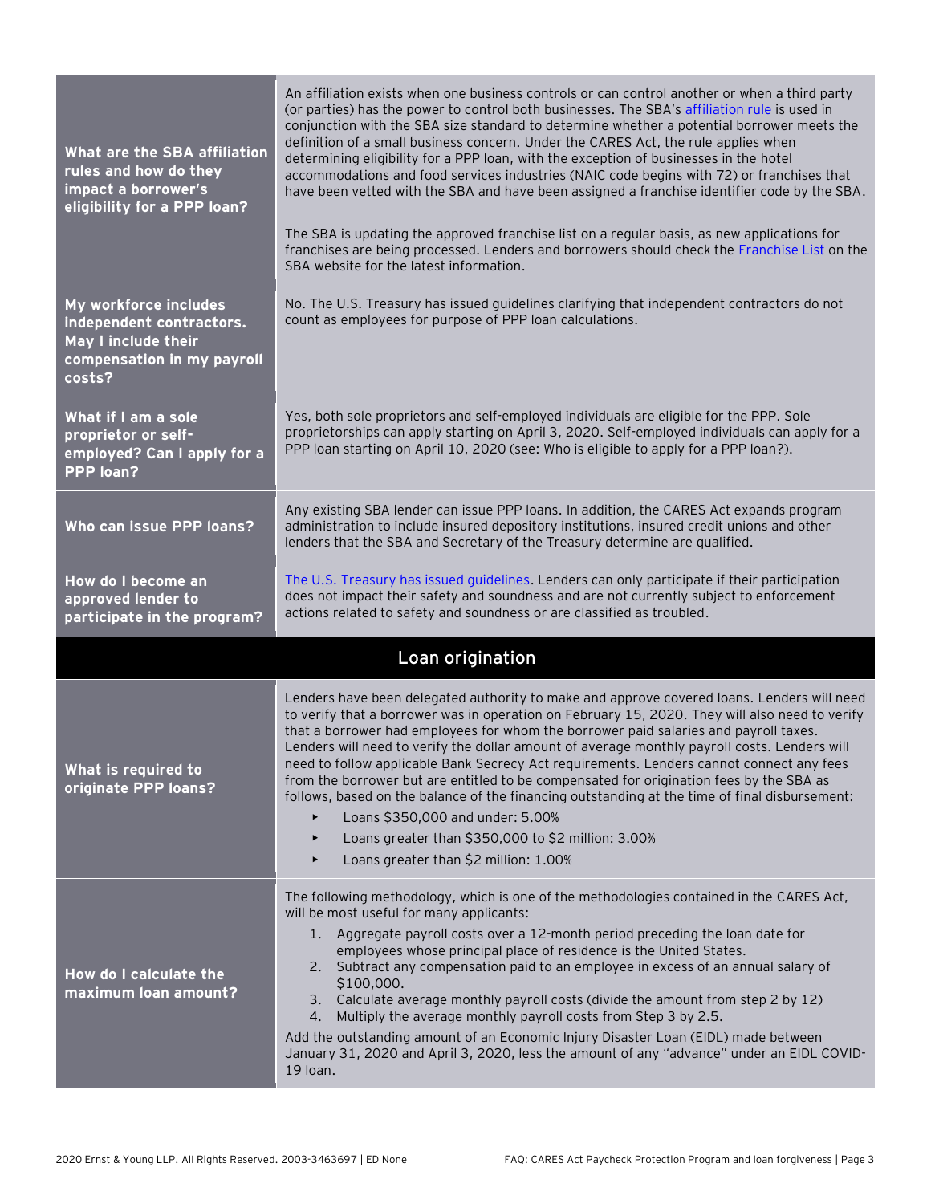| | |
|---|---|
| **What are the SBA affiliation rules and how do they impact a borrower's eligibility for a PPP loan?** | An affiliation exists when one business controls or can control another or when a third party (or parties) has the power to control both businesses. The SBA's affiliation rule is used in conjunction with the SBA size standard to determine whether a potential borrower meets the definition of a small business concern. Under the CARES Act, the rule applies when determining eligibility for a PPP loan, with the exception of businesses in the hotel accommodations and food services industries (NAIC code begins with 72) or franchises that have been vetted with the SBA and have been assigned a franchise identifier code by the SBA.<br><br>The SBA is updating the approved franchise list on a regular basis, as new applications for franchises are being processed. Lenders and borrowers should check the Franchise List on the SBA website for the latest information. |
| **My workforce includes independent contractors. May I include their compensation in my payroll costs?** | No. The U.S. Treasury has issued guidelines clarifying that independent contractors do not count as employees for purpose of PPP loan calculations. |
| **What if I am a sole proprietor or self-employed? Can I apply for a PPP loan?** | Yes, both sole proprietors and self-employed individuals are eligible for the PPP. Sole proprietorships can apply starting on April 3, 2020. Self-employed individuals can apply for a PPP loan starting on April 10, 2020 (see: Who is eligible to apply for a PPP loan?). |
| **Who can issue PPP loans?** | Any existing SBA lender can issue PPP loans. In addition, the CARES Act expands program administration to include insured depository institutions, insured credit unions and other lenders that the SBA and Secretary of the Treasury determine are qualified. |
| **How do I become an approved lender to participate in the program?** | The U.S. Treasury has issued guidelines. Lenders can only participate if their participation does not impact their safety and soundness and are not currently subject to enforcement actions related to safety and soundness or are classified as troubled. |

## Loan origination

| | |
|---|---|
| **What is required to originate PPP loans?** | Lenders have been delegated authority to make and approve covered loans. Lenders will need to verify that a borrower was in operation on February 15, 2020. They will also need to verify that a borrower had employees for whom the borrower paid salaries and payroll taxes. Lenders will need to verify the dollar amount of average monthly payroll costs. Lenders will need to follow applicable Bank Secrecy Act requirements. Lenders cannot connect any fees from the borrower but are entitled to be compensated for origination fees by the SBA as follows, based on the balance of the financing outstanding at the time of final disbursement:<br>‣ Loans $350,000 and under: 5.00%<br>‣ Loans greater than $350,000 to $2 million: 3.00%<br>‣ Loans greater than $2 million: 1.00% |
| **How do I calculate the maximum loan amount?** | The following methodology, which is one of the methodologies contained in the CARES Act, will be most useful for many applicants:<br>1. Aggregate payroll costs over a 12-month period preceding the loan date for employees whose principal place of residence is the United States.<br>2. Subtract any compensation paid to an employee in excess of an annual salary of $100,000.<br>3. Calculate average monthly payroll costs (divide the amount from step 2 by 12)<br>4. Multiply the average monthly payroll costs from Step 3 by 2.5.<br><br>Add the outstanding amount of an Economic Injury Disaster Loan (EIDL) made between January 31, 2020 and April 3, 2020, less the amount of any "advance" under an EIDL COVID-19 loan. |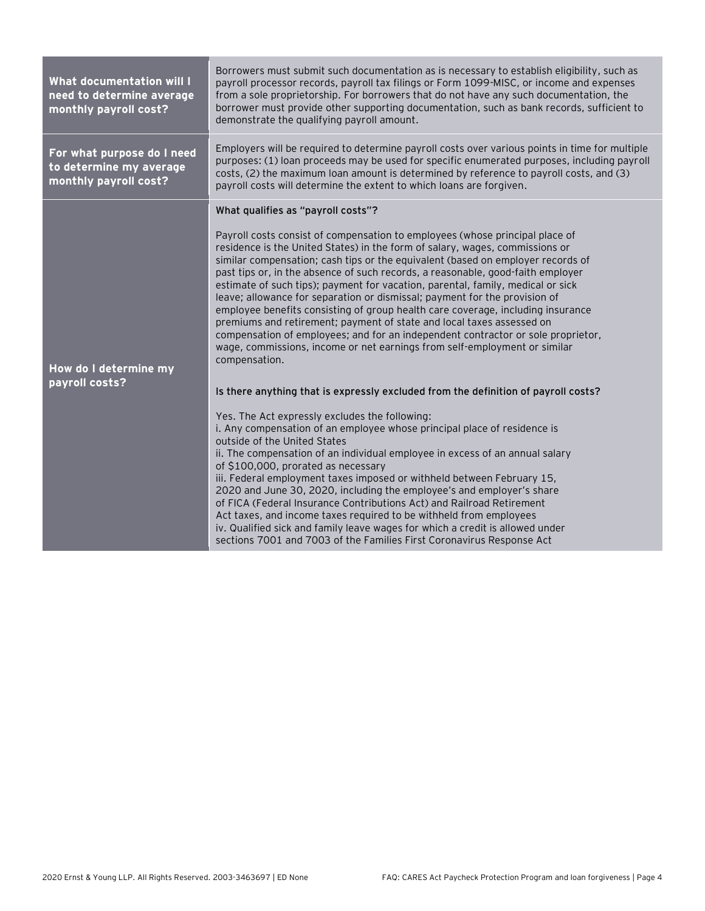| | |
|---|---|
| **What documentation will I need to determine average monthly payroll cost?** | Borrowers must submit such documentation as is necessary to establish eligibility, such as payroll processor records, payroll tax filings or Form 1099-MISC, or income and expenses from a sole proprietorship. For borrowers that do not have any such documentation, the borrower must provide other supporting documentation, such as bank records, sufficient to demonstrate the qualifying payroll amount. |
| **For what purpose do I need to determine my average monthly payroll cost?** | Employers will be required to determine payroll costs over various points in time for multiple purposes: (1) loan proceeds may be used for specific enumerated purposes, including payroll costs, (2) the maximum loan amount is determined by reference to payroll costs, and (3) payroll costs will determine the extent to which loans are forgiven. |
| **How do I determine my payroll costs?** | **What qualifies as "payroll costs"?**<br><br>Payroll costs consist of compensation to employees (whose principal place of residence is the United States) in the form of salary, wages, commissions or similar compensation; cash tips or the equivalent (based on employer records of past tips or, in the absence of such records, a reasonable, good-faith employer estimate of such tips); payment for vacation, parental, family, medical or sick leave; allowance for separation or dismissal; payment for the provision of employee benefits consisting of group health care coverage, including insurance premiums and retirement; payment of state and local taxes assessed on compensation of employees; and for an independent contractor or sole proprietor, wage, commissions, income or net earnings from self-employment or similar compensation.<br><br>**Is there anything that is expressly excluded from the definition of payroll costs?**<br><br>Yes. The Act expressly excludes the following:<br>i. Any compensation of an employee whose principal place of residence is outside of the United States<br>ii. The compensation of an individual employee in excess of an annual salary of $100,000, prorated as necessary<br>iii. Federal employment taxes imposed or withheld between February 15, 2020 and June 30, 2020, including the employee's and employer's share of FICA (Federal Insurance Contributions Act) and Railroad Retirement Act taxes, and income taxes required to be withheld from employees<br>iv. Qualified sick and family leave wages for which a credit is allowed under sections 7001 and 7003 of the Families First Coronavirus Response Act |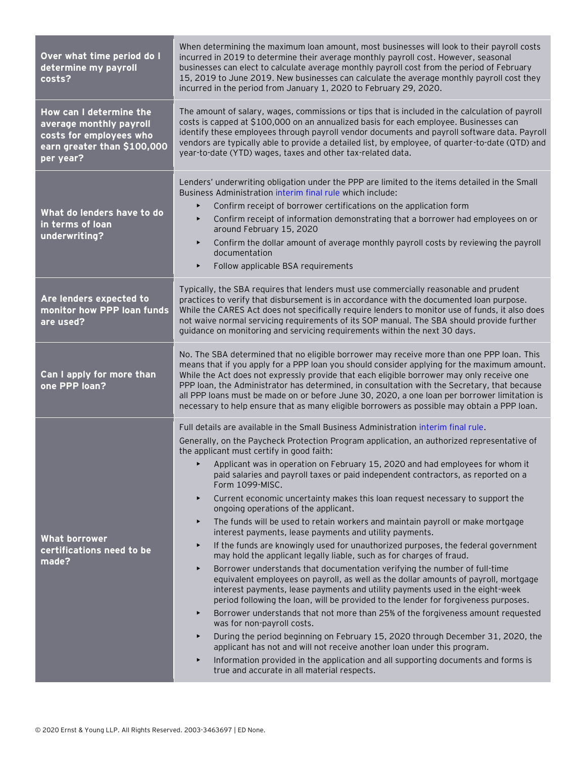| | |
|---|---|
| **Over what time period do I determine my payroll costs?** | When determining the maximum loan amount, most businesses will look to their payroll costs incurred in 2019 to determine their average monthly payroll cost. However, seasonal businesses can elect to calculate average monthly payroll cost from the period of February 15, 2019 to June 2019. New businesses can calculate the average monthly payroll cost they incurred in the period from January 1, 2020 to February 29, 2020. |
| **How can I determine the average monthly payroll costs for employees who earn greater than $100,000 per year?** | The amount of salary, wages, commissions or tips that is included in the calculation of payroll costs is capped at $100,000 on an annualized basis for each employee. Businesses can identify these employees through payroll vendor documents and payroll software data. Payroll vendors are typically able to provide a detailed list, by employee, of quarter-to-date (QTD) and year-to-date (YTD) wages, taxes and other tax-related data. |
| **What do lenders have to do in terms of loan underwriting?** | Lenders' underwriting obligation under the PPP are limited to the items detailed in the Small Business Administration interim final rule which include:<br>▸ Confirm receipt of borrower certifications on the application form<br>▸ Confirm receipt of information demonstrating that a borrower had employees on or around February 15, 2020<br>▸ Confirm the dollar amount of average monthly payroll costs by reviewing the payroll documentation<br>▸ Follow applicable BSA requirements |
| **Are lenders expected to monitor how PPP loan funds are used?** | Typically, the SBA requires that lenders must use commercially reasonable and prudent practices to verify that disbursement is in accordance with the documented loan purpose. While the CARES Act does not specifically require lenders to monitor use of funds, it also does not waive normal servicing requirements of its SOP manual. The SBA should provide further guidance on monitoring and servicing requirements within the next 30 days. |
| **Can I apply for more than one PPP loan?** | No. The SBA determined that no eligible borrower may receive more than one PPP loan. This means that if you apply for a PPP loan you should consider applying for the maximum amount. While the Act does not expressly provide that each eligible borrower may only receive one PPP loan, the Administrator has determined, in consultation with the Secretary, that because all PPP loans must be made on or before June 30, 2020, a one loan per borrower limitation is necessary to help ensure that as many eligible borrowers as possible may obtain a PPP loan. |
| **What borrower certifications need to be made?** | Full details are available in the Small Business Administration interim final rule.<br>Generally, on the Paycheck Protection Program application, an authorized representative of the applicant must certify in good faith:<br>▸ Applicant was in operation on February 15, 2020 and had employees for whom it paid salaries and payroll taxes or paid independent contractors, as reported on a Form 1099-MISC.<br>▸ Current economic uncertainty makes this loan request necessary to support the ongoing operations of the applicant.<br>▸ The funds will be used to retain workers and maintain payroll or make mortgage interest payments, lease payments and utility payments.<br>▸ If the funds are knowingly used for unauthorized purposes, the federal government may hold the applicant legally liable, such as for charges of fraud.<br>▸ Borrower understands that documentation verifying the number of full-time equivalent employees on payroll, as well as the dollar amounts of payroll, mortgage interest payments, lease payments and utility payments used in the eight-week period following the loan, will be provided to the lender for forgiveness purposes.<br>▸ Borrower understands that not more than 25% of the forgiveness amount requested was for non-payroll costs.<br>▸ During the period beginning on February 15, 2020 through December 31, 2020, the applicant has not and will not receive another loan under this program.<br>▸ Information provided in the application and all supporting documents and forms is true and accurate in all material respects. |

© 2020 Ernst & Young LLP. All Rights Reserved. 2003-3463697 | ED None.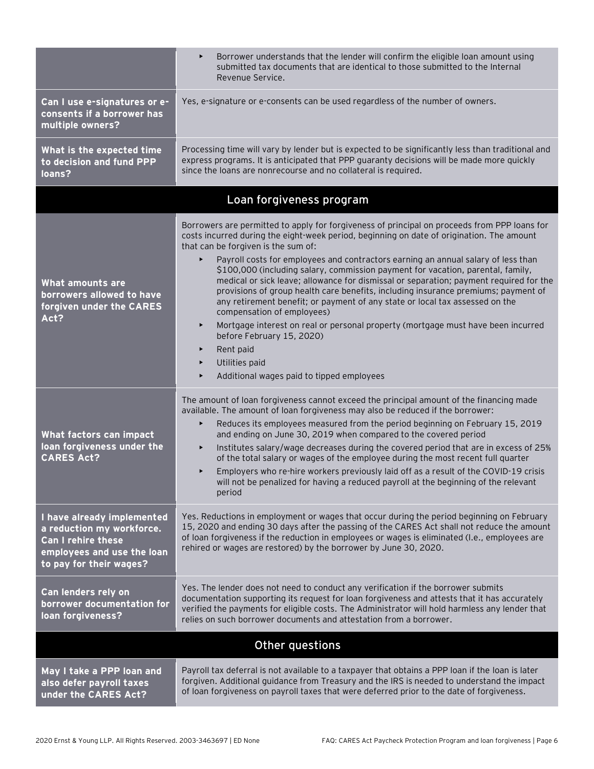| | |
|---|---|
| | ▸ Borrower understands that the lender will confirm the eligible loan amount using submitted tax documents that are identical to those submitted to the Internal Revenue Service. |
| **Can I use e-signatures or e-consents if a borrower has multiple owners?** | Yes, e-signature or e-consents can be used regardless of the number of owners. |
| **What is the expected time to decision and fund PPP loans?** | Processing time will vary by lender but is expected to be significantly less than traditional and express programs. It is anticipated that PPP guaranty decisions will be made more quickly since the loans are nonrecourse and no collateral is required. |

## Loan forgiveness program

| | |
|---|---|
| **What amounts are borrowers allowed to have forgiven under the CARES Act?** | Borrowers are permitted to apply for forgiveness of principal on proceeds from PPP loans for costs incurred during the eight-week period, beginning on date of origination. The amount that can be forgiven is the sum of:<br>▸ Payroll costs for employees and contractors earning an annual salary of less than \$100,000 (including salary, commission payment for vacation, parental, family, medical or sick leave; allowance for dismissal or separation; payment required for the provisions of group health care benefits, including insurance premiums; payment of any retirement benefit; or payment of any state or local tax assessed on the compensation of employees)<br>▸ Mortgage interest on real or personal property (mortgage must have been incurred before February 15, 2020)<br>▸ Rent paid<br>▸ Utilities paid<br>▸ Additional wages paid to tipped employees |
| **What factors can impact loan forgiveness under the CARES Act?** | The amount of loan forgiveness cannot exceed the principal amount of the financing made available. The amount of loan forgiveness may also be reduced if the borrower:<br>▸ Reduces its employees measured from the period beginning on February 15, 2019 and ending on June 30, 2019 when compared to the covered period<br>▸ Institutes salary/wage decreases during the covered period that are in excess of 25% of the total salary or wages of the employee during the most recent full quarter<br>▸ Employers who re-hire workers previously laid off as a result of the COVID-19 crisis will not be penalized for having a reduced payroll at the beginning of the relevant period |
| **I have already implemented a reduction my workforce. Can I rehire these employees and use the loan to pay for their wages?** | Yes. Reductions in employment or wages that occur during the period beginning on February 15, 2020 and ending 30 days after the passing of the CARES Act shall not reduce the amount of loan forgiveness if the reduction in employees or wages is eliminated (I.e., employees are rehired or wages are restored) by the borrower by June 30, 2020. |
| **Can lenders rely on borrower documentation for loan forgiveness?** | Yes. The lender does not need to conduct any verification if the borrower submits documentation supporting its request for loan forgiveness and attests that it has accurately verified the payments for eligible costs. The Administrator will hold harmless any lender that relies on such borrower documents and attestation from a borrower. |

## Other questions

| | |
|---|---|
| **May I take a PPP loan and also defer payroll taxes under the CARES Act?** | Payroll tax deferral is not available to a taxpayer that obtains a PPP loan if the loan is later forgiven. Additional guidance from Treasury and the IRS is needed to understand the impact of loan forgiveness on payroll taxes that were deferred prior to the date of forgiveness. |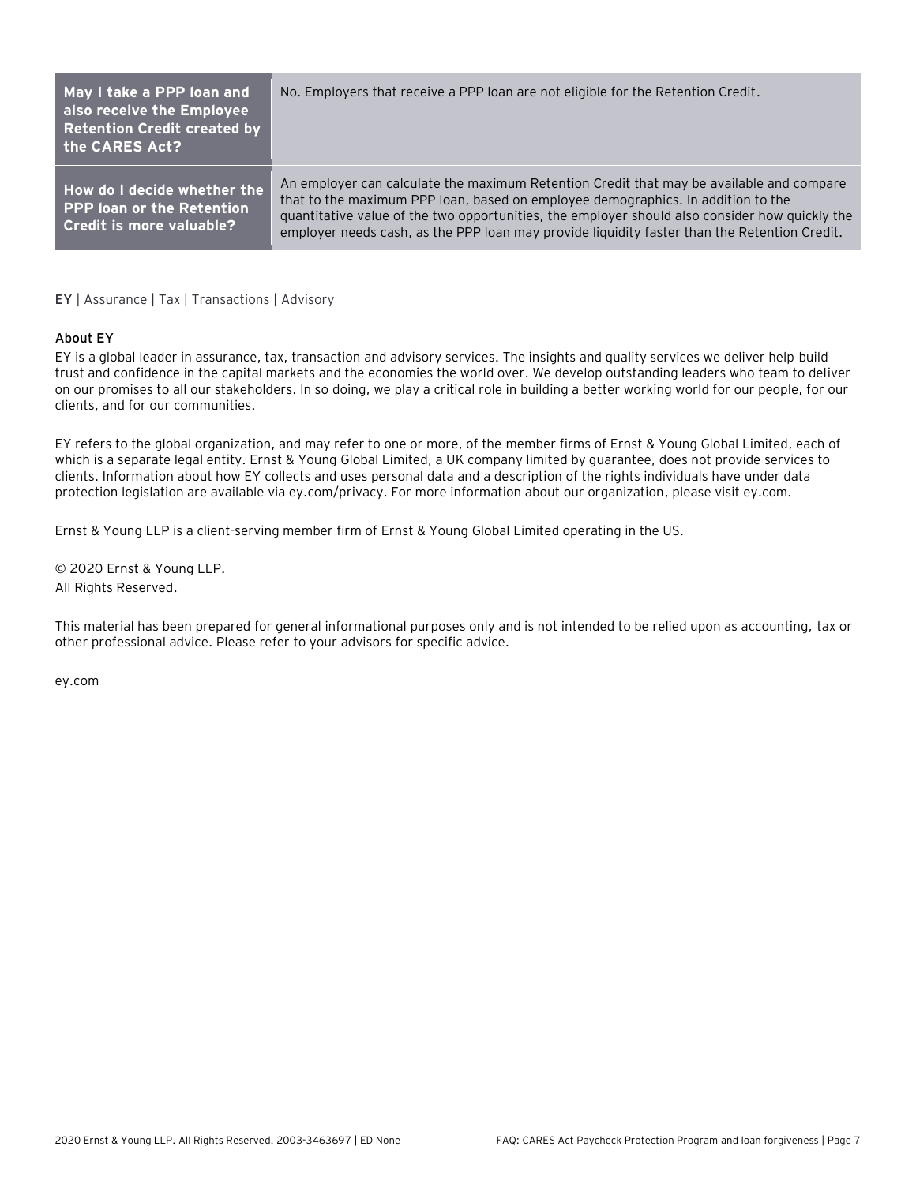| | |
|---|---|
| **May I take a PPP loan and also receive the Employee Retention Credit created by the CARES Act?** | No. Employers that receive a PPP loan are not eligible for the Retention Credit. |
| **How do I decide whether the PPP loan or the Retention Credit is more valuable?** | An employer can calculate the maximum Retention Credit that may be available and compare that to the maximum PPP loan, based on employee demographics. In addition to the quantitative value of the two opportunities, the employer should also consider how quickly the employer needs cash, as the PPP loan may provide liquidity faster than the Retention Credit. |

EY | Assurance | Tax | Transactions | Advisory

**About EY**

EY is a global leader in assurance, tax, transaction and advisory services. The insights and quality services we deliver help build trust and confidence in the capital markets and the economies the world over. We develop outstanding leaders who team to deliver on our promises to all our stakeholders. In so doing, we play a critical role in building a better working world for our people, for our clients, and for our communities.

EY refers to the global organization, and may refer to one or more, of the member firms of Ernst & Young Global Limited, each of which is a separate legal entity. Ernst & Young Global Limited, a UK company limited by guarantee, does not provide services to clients. Information about how EY collects and uses personal data and a description of the rights individuals have under data protection legislation are available via ey.com/privacy. For more information about our organization, please visit ey.com.

Ernst & Young LLP is a client-serving member firm of Ernst & Young Global Limited operating in the US.

© 2020 Ernst & Young LLP.
All Rights Reserved.

This material has been prepared for general informational purposes only and is not intended to be relied upon as accounting, tax or other professional advice. Please refer to your advisors for specific advice.

ey.com